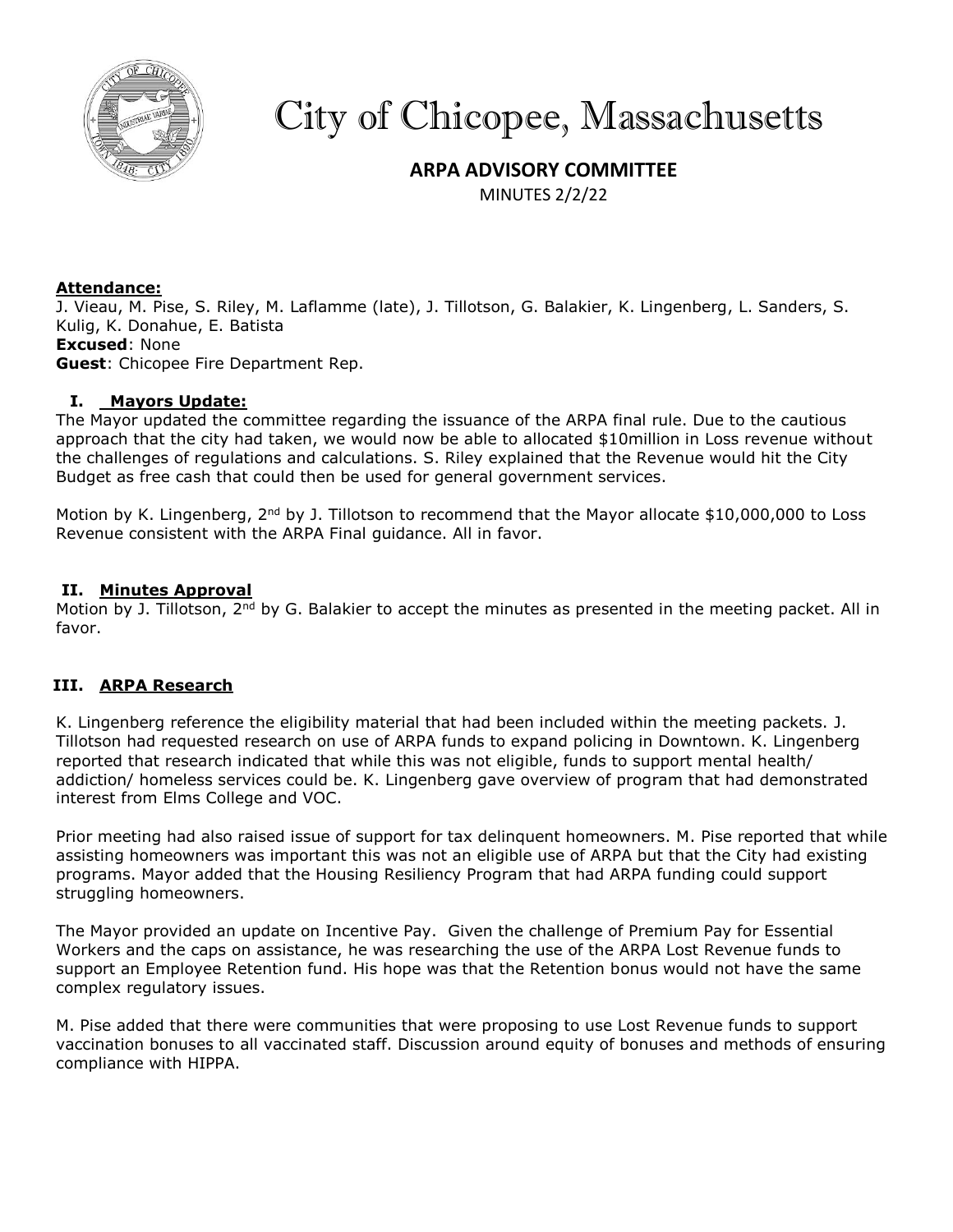# City of Chicopee, Massachusetts

## ARPA ADVISORY COMMITTEE

MINUTES 2/2/22

**Attendance:**
J. Vieau, M. Pise, S. Riley, M. Laflamme (late), J. Tillotson, G. Balakier, K. Lingenberg, L. Sanders, S. Kulig, K. Donahue, E. Batista
**Excused**: None
**Guest**: Chicopee Fire Department Rep.

### I. Mayors Update:

The Mayor updated the committee regarding the issuance of the ARPA final rule. Due to the cautious approach that the city had taken, we would now be able to allocated $10million in Loss revenue without the challenges of regulations and calculations. S. Riley explained that the Revenue would hit the City Budget as free cash that could then be used for general government services.

Motion by K. Lingenberg, 2nd by J. Tillotson to recommend that the Mayor allocate $10,000,000 to Loss Revenue consistent with the ARPA Final guidance. All in favor.

### II. Minutes Approval

Motion by J. Tillotson, 2nd by G. Balakier to accept the minutes as presented in the meeting packet. All in favor.

### III. ARPA Research

K. Lingenberg reference the eligibility material that had been included within the meeting packets. J. Tillotson had requested research on use of ARPA funds to expand policing in Downtown. K. Lingenberg reported that research indicated that while this was not eligible, funds to support mental health/ addiction/ homeless services could be. K. Lingenberg gave overview of program that had demonstrated interest from Elms College and VOC.

Prior meeting had also raised issue of support for tax delinquent homeowners. M. Pise reported that while assisting homeowners was important this was not an eligible use of ARPA but that the City had existing programs. Mayor added that the Housing Resiliency Program that had ARPA funding could support struggling homeowners.

The Mayor provided an update on Incentive Pay. Given the challenge of Premium Pay for Essential Workers and the caps on assistance, he was researching the use of the ARPA Lost Revenue funds to support an Employee Retention fund. His hope was that the Retention bonus would not have the same complex regulatory issues.

M. Pise added that there were communities that were proposing to use Lost Revenue funds to support vaccination bonuses to all vaccinated staff. Discussion around equity of bonuses and methods of ensuring compliance with HIPPA.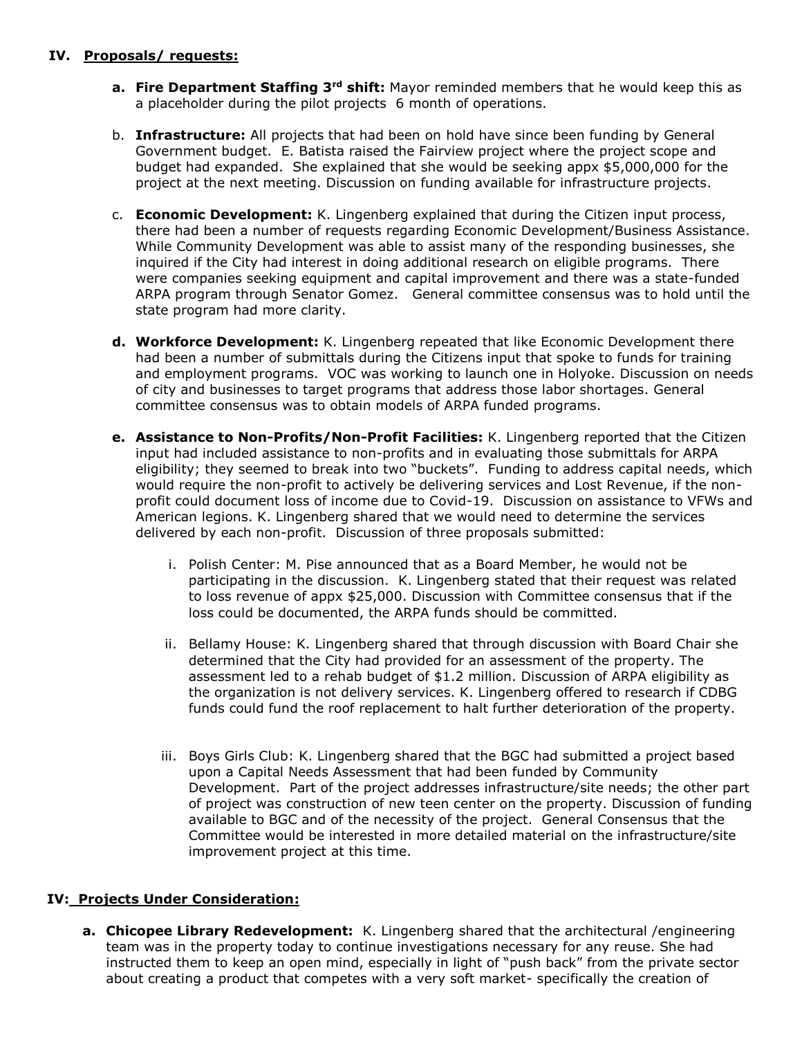## IV. Proposals/ requests:

a. **Fire Department Staffing 3rd shift:** Mayor reminded members that he would keep this as a placeholder during the pilot projects 6 month of operations.

b. **Infrastructure:** All projects that had been on hold have since been funding by General Government budget. E. Batista raised the Fairview project where the project scope and budget had expanded. She explained that she would be seeking appx $5,000,000 for the project at the next meeting. Discussion on funding available for infrastructure projects.

c. **Economic Development:** K. Lingenberg explained that during the Citizen input process, there had been a number of requests regarding Economic Development/Business Assistance. While Community Development was able to assist many of the responding businesses, she inquired if the City had interest in doing additional research on eligible programs. There were companies seeking equipment and capital improvement and there was a state-funded ARPA program through Senator Gomez. General committee consensus was to hold until the state program had more clarity.

d. **Workforce Development:** K. Lingenberg repeated that like Economic Development there had been a number of submittals during the Citizens input that spoke to funds for training and employment programs. VOC was working to launch one in Holyoke. Discussion on needs of city and businesses to target programs that address those labor shortages. General committee consensus was to obtain models of ARPA funded programs.

e. **Assistance to Non-Profits/Non-Profit Facilities:** K. Lingenberg reported that the Citizen input had included assistance to non-profits and in evaluating those submittals for ARPA eligibility; they seemed to break into two "buckets". Funding to address capital needs, which would require the non-profit to actively be delivering services and Lost Revenue, if the non-profit could document loss of income due to Covid-19. Discussion on assistance to VFWs and American legions. K. Lingenberg shared that we would need to determine the services delivered by each non-profit. Discussion of three proposals submitted:

   i. Polish Center: M. Pise announced that as a Board Member, he would not be participating in the discussion. K. Lingenberg stated that their request was related to loss revenue of appx $25,000. Discussion with Committee consensus that if the loss could be documented, the ARPA funds should be committed.

   ii. Bellamy House: K. Lingenberg shared that through discussion with Board Chair she determined that the City had provided for an assessment of the property. The assessment led to a rehab budget of $1.2 million. Discussion of ARPA eligibility as the organization is not delivery services. K. Lingenberg offered to research if CDBG funds could fund the roof replacement to halt further deterioration of the property.

   iii. Boys Girls Club: K. Lingenberg shared that the BGC had submitted a project based upon a Capital Needs Assessment that had been funded by Community Development. Part of the project addresses infrastructure/site needs; the other part of project was construction of new teen center on the property. Discussion of funding available to BGC and of the necessity of the project. General Consensus that the Committee would be interested in more detailed material on the infrastructure/site improvement project at this time.

## IV: Projects Under Consideration:

a. **Chicopee Library Redevelopment:** K. Lingenberg shared that the architectural /engineering team was in the property today to continue investigations necessary for any reuse. She had instructed them to keep an open mind, especially in light of "push back" from the private sector about creating a product that competes with a very soft market- specifically the creation of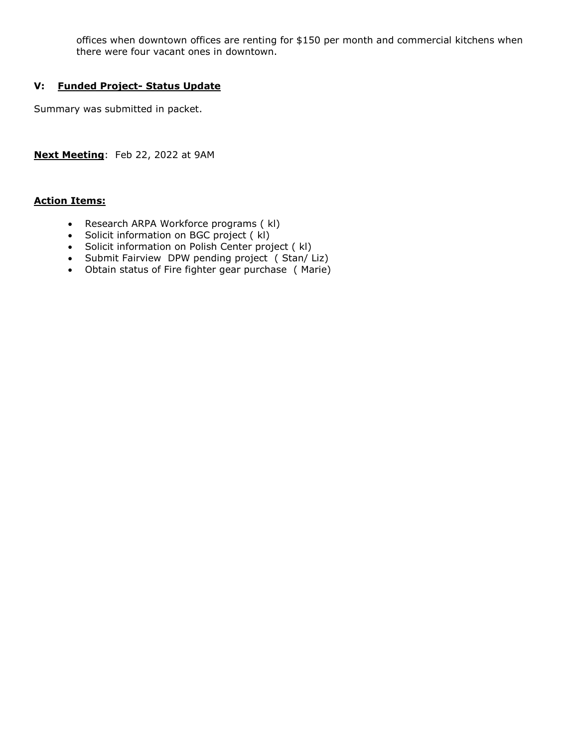offices when downtown offices are renting for $150 per month and commercial kitchens when there were four vacant ones in downtown.

## V: Funded Project- Status Update

Summary was submitted in packet.

**Next Meeting**: Feb 22, 2022 at 9AM

**Action Items:**

- Research ARPA Workforce programs ( kl)
- Solicit information on BGC project ( kl)
- Solicit information on Polish Center project ( kl)
- Submit Fairview DPW pending project ( Stan/ Liz)
- Obtain status of Fire fighter gear purchase ( Marie)